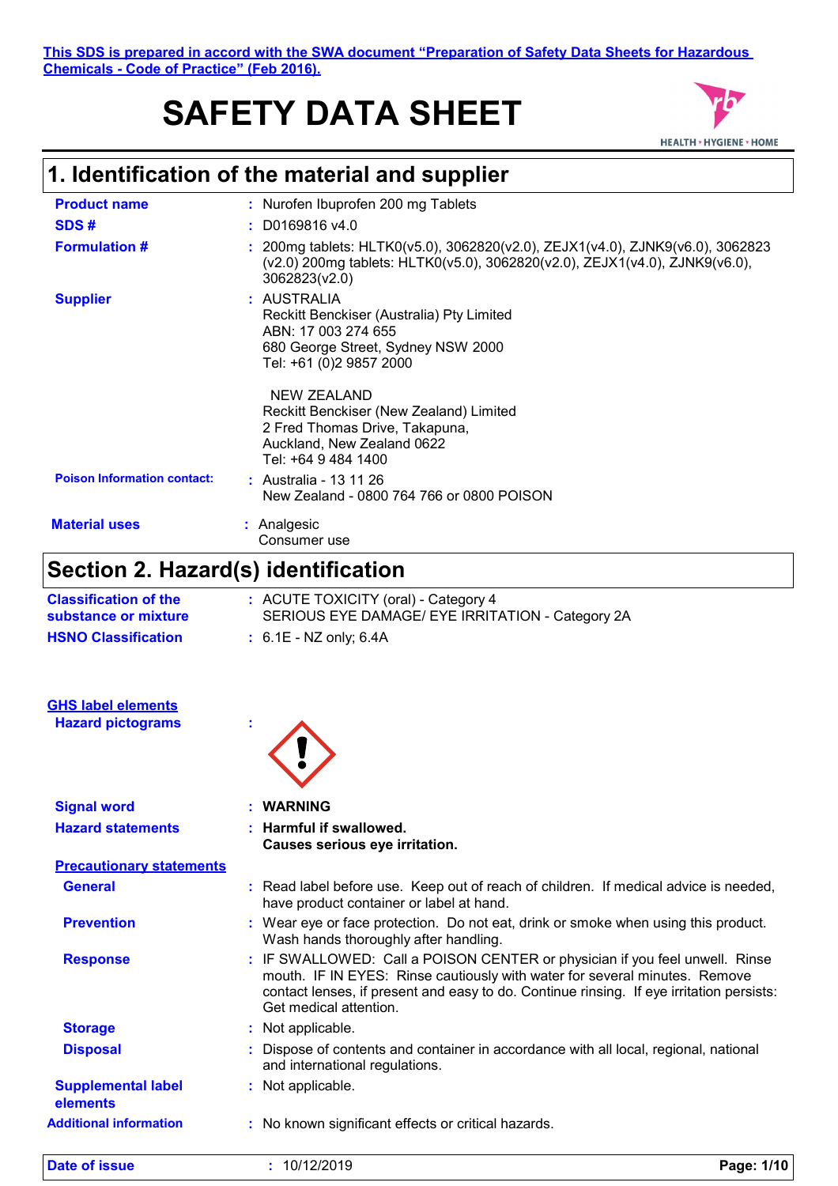This SDS is prepared in accord with the SWA document "Preparation of Safety Data Sheets for Hazardous Chemicals - Code of Practice" (Feb 2016).

# SAFETY DATA SHEET

## 1. Identification of the material and supplier

**Product name** : Nurofen Ibuprofen 200 mg Tablets

**SDS #** : D0169816 v4.0

**Formulation #** : 200mg tablets: HLTK0(v5.0), 3062820(v2.0), ZEJX1(v4.0), ZJNK9(v6.0), 3062823 (v2.0) 200mg tablets: HLTK0(v5.0), 3062820(v2.0), ZEJX1(v4.0), ZJNK9(v6.0), 3062823(v2.0)

**Supplier** : AUSTRALIA
Reckitt Benckiser (Australia) Pty Limited
ABN: 17 003 274 655
680 George Street, Sydney NSW 2000
Tel: +61 (0)2 9857 2000

NEW ZEALAND
Reckitt Benckiser (New Zealand) Limited
2 Fred Thomas Drive, Takapuna,
Auckland, New Zealand 0622
Tel: +64 9 484 1400

**Poison Information contact:** : Australia - 13 11 26
New Zealand - 0800 764 766 or 0800 POISON

**Material uses** : Analgesic
Consumer use

## Section 2. Hazard(s) identification

**Classification of the substance or mixture** : ACUTE TOXICITY (oral) - Category 4
SERIOUS EYE DAMAGE/ EYE IRRITATION - Category 2A

**HSNO Classification** : 6.1E - NZ only; 6.4A

**GHS label elements**

**Hazard pictograms** :

**Signal word** : **WARNING**

**Hazard statements** : **Harmful if swallowed.**
**Causes serious eye irritation.**

**Precautionary statements**

**General** : Read label before use. Keep out of reach of children. If medical advice is needed, have product container or label at hand.

**Prevention** : Wear eye or face protection. Do not eat, drink or smoke when using this product. Wash hands thoroughly after handling.

**Response** : IF SWALLOWED: Call a POISON CENTER or physician if you feel unwell. Rinse mouth. IF IN EYES: Rinse cautiously with water for several minutes. Remove contact lenses, if present and easy to do. Continue rinsing. If eye irritation persists: Get medical attention.

**Storage** : Not applicable.

**Disposal** : Dispose of contents and container in accordance with all local, regional, national and international regulations.

**Supplemental label elements** : Not applicable.

**Additional information** : No known significant effects or critical hazards.

**Date of issue** : 10/12/2019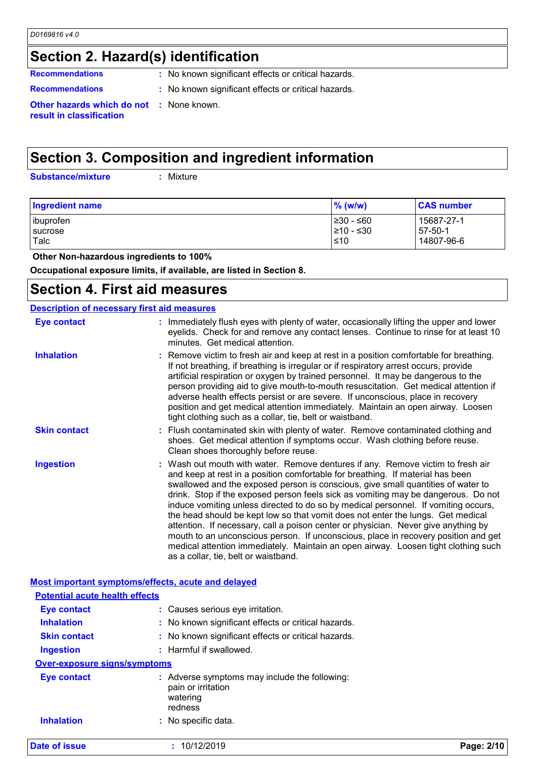## Section 2. Hazard(s) identification

**Recommendations** : No known significant effects or critical hazards.

**Recommendations** : No known significant effects or critical hazards.

**Other hazards which do not result in classification** : None known.

## Section 3. Composition and ingredient information

**Substance/mixture** : Mixture

| Ingredient name | % (w/w) | CAS number |
|---|---|---|
| ibuprofen | ≥30 - ≤60 | 15687-27-1 |
| sucrose | ≥10 - ≤30 | 57-50-1 |
| Talc | ≤10 | 14807-96-6 |

**Other Non-hazardous ingredients to 100%**

**Occupational exposure limits, if available, are listed in Section 8.**

## Section 4. First aid measures

### Description of necessary first aid measures

**Eye contact** : Immediately flush eyes with plenty of water, occasionally lifting the upper and lower eyelids. Check for and remove any contact lenses. Continue to rinse for at least 10 minutes. Get medical attention.

**Inhalation** : Remove victim to fresh air and keep at rest in a position comfortable for breathing. If not breathing, if breathing is irregular or if respiratory arrest occurs, provide artificial respiration or oxygen by trained personnel. It may be dangerous to the person providing aid to give mouth-to-mouth resuscitation. Get medical attention if adverse health effects persist or are severe. If unconscious, place in recovery position and get medical attention immediately. Maintain an open airway. Loosen tight clothing such as a collar, tie, belt or waistband.

**Skin contact** : Flush contaminated skin with plenty of water. Remove contaminated clothing and shoes. Get medical attention if symptoms occur. Wash clothing before reuse. Clean shoes thoroughly before reuse.

**Ingestion** : Wash out mouth with water. Remove dentures if any. Remove victim to fresh air and keep at rest in a position comfortable for breathing. If material has been swallowed and the exposed person is conscious, give small quantities of water to drink. Stop if the exposed person feels sick as vomiting may be dangerous. Do not induce vomiting unless directed to do so by medical personnel. If vomiting occurs, the head should be kept low so that vomit does not enter the lungs. Get medical attention. If necessary, call a poison center or physician. Never give anything by mouth to an unconscious person. If unconscious, place in recovery position and get medical attention immediately. Maintain an open airway. Loosen tight clothing such as a collar, tie, belt or waistband.

### Most important symptoms/effects, acute and delayed

#### Potential acute health effects

**Eye contact** : Causes serious eye irritation.

**Inhalation** : No known significant effects or critical hazards.

**Skin contact** : No known significant effects or critical hazards.

**Ingestion** : Harmful if swallowed.

#### Over-exposure signs/symptoms

**Eye contact** : Adverse symptoms may include the following:
pain or irritation
watering
redness

**Inhalation** : No specific data.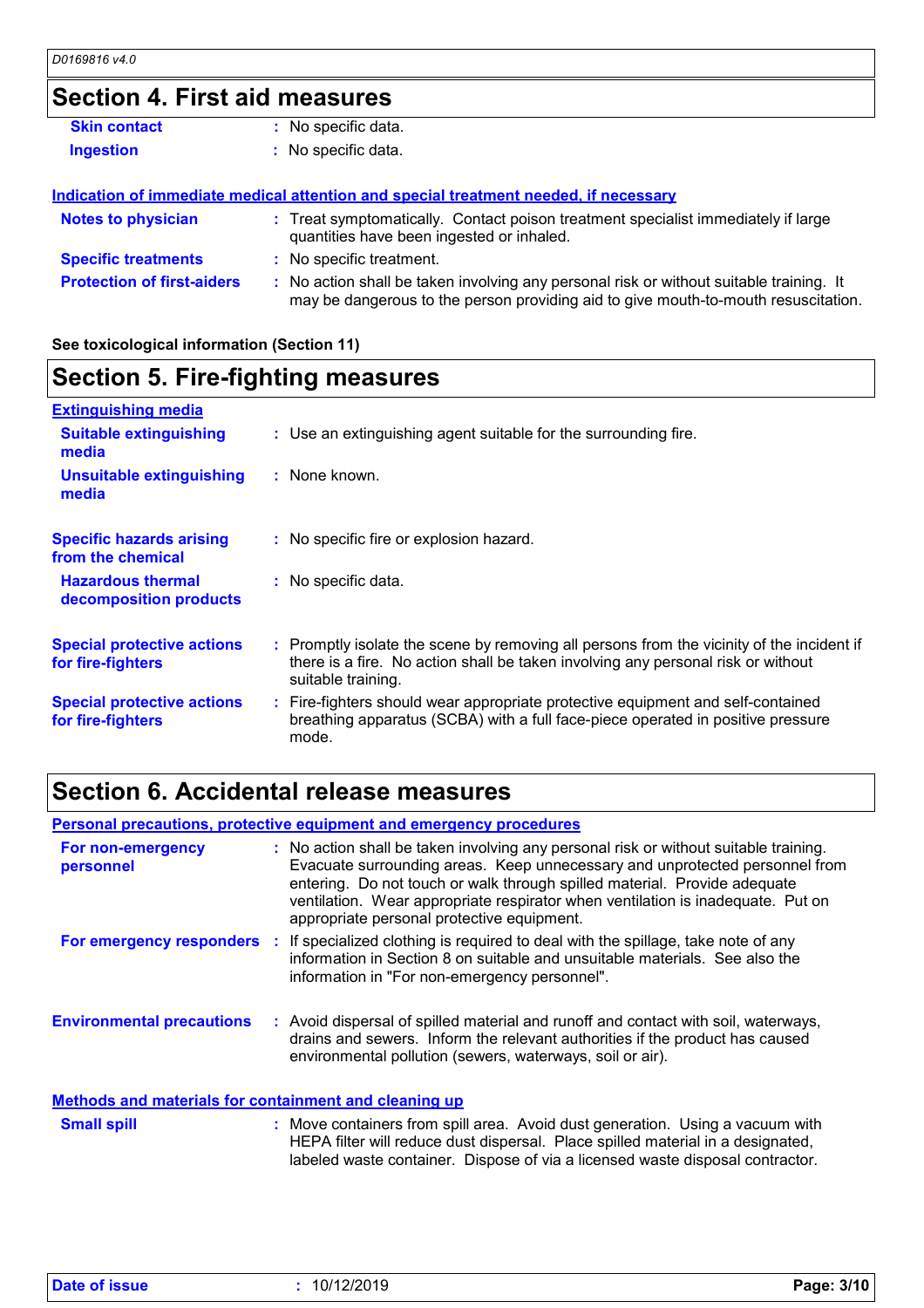## Section 4. First aid measures

| | | |
|---|---|---|
| **Skin contact** | : | No specific data. |
| **Ingestion** | : | No specific data. |

### Indication of immediate medical attention and special treatment needed, if necessary

| | | |
|---|---|---|
| **Notes to physician** | : | Treat symptomatically. Contact poison treatment specialist immediately if large quantities have been ingested or inhaled. |
| **Specific treatments** | : | No specific treatment. |
| **Protection of first-aiders** | : | No action shall be taken involving any personal risk or without suitable training. It may be dangerous to the person providing aid to give mouth-to-mouth resuscitation. |

**See toxicological information (Section 11)**

## Section 5. Fire-fighting measures

### Extinguishing media

| | | |
|---|---|---|
| **Suitable extinguishing media** | : | Use an extinguishing agent suitable for the surrounding fire. |
| **Unsuitable extinguishing media** | : | None known. |
| **Specific hazards arising from the chemical** | : | No specific fire or explosion hazard. |
| **Hazardous thermal decomposition products** | : | No specific data. |
| **Special protective actions for fire-fighters** | : | Promptly isolate the scene by removing all persons from the vicinity of the incident if there is a fire. No action shall be taken involving any personal risk or without suitable training. |
| **Special protective actions for fire-fighters** | : | Fire-fighters should wear appropriate protective equipment and self-contained breathing apparatus (SCBA) with a full face-piece operated in positive pressure mode. |

## Section 6. Accidental release measures

### Personal precautions, protective equipment and emergency procedures

| | | |
|---|---|---|
| **For non-emergency personnel** | : | No action shall be taken involving any personal risk or without suitable training. Evacuate surrounding areas. Keep unnecessary and unprotected personnel from entering. Do not touch or walk through spilled material. Provide adequate ventilation. Wear appropriate respirator when ventilation is inadequate. Put on appropriate personal protective equipment. |
| **For emergency responders** | : | If specialized clothing is required to deal with the spillage, take note of any information in Section 8 on suitable and unsuitable materials. See also the information in "For non-emergency personnel". |
| **Environmental precautions** | : | Avoid dispersal of spilled material and runoff and contact with soil, waterways, drains and sewers. Inform the relevant authorities if the product has caused environmental pollution (sewers, waterways, soil or air). |

### Methods and materials for containment and cleaning up

| | | |
|---|---|---|
| **Small spill** | : | Move containers from spill area. Avoid dust generation. Using a vacuum with HEPA filter will reduce dust dispersal. Place spilled material in a designated, labeled waste container. Dispose of via a licensed waste disposal contractor. |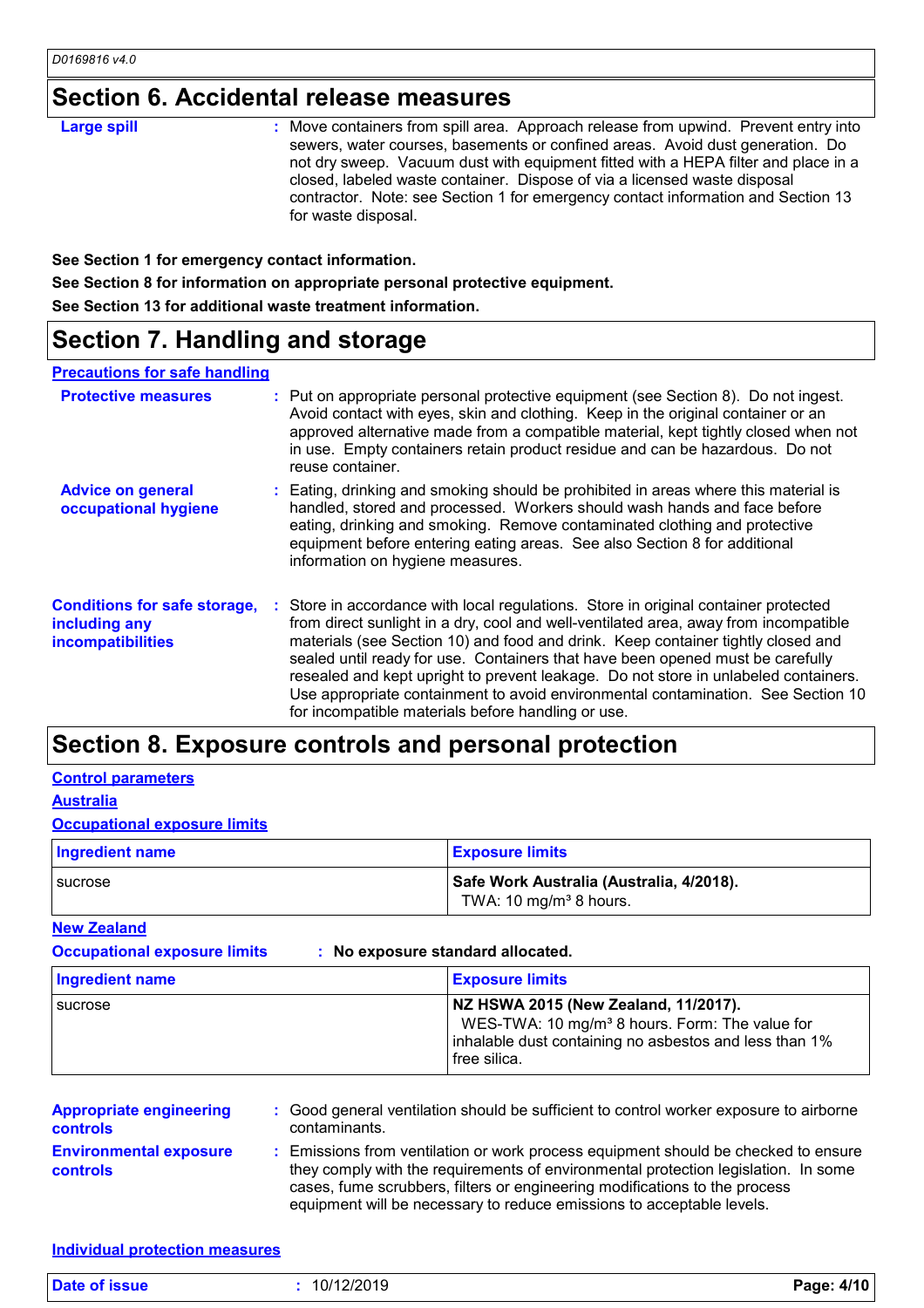## Section 6. Accidental release measures

**Large spill** : Move containers from spill area. Approach release from upwind. Prevent entry into sewers, water courses, basements or confined areas. Avoid dust generation. Do not dry sweep. Vacuum dust with equipment fitted with a HEPA filter and place in a closed, labeled waste container. Dispose of via a licensed waste disposal contractor. Note: see Section 1 for emergency contact information and Section 13 for waste disposal.

**See Section 1 for emergency contact information.**

**See Section 8 for information on appropriate personal protective equipment.**

**See Section 13 for additional waste treatment information.**

## Section 7. Handling and storage

**Precautions for safe handling**

**Protective measures** : Put on appropriate personal protective equipment (see Section 8). Do not ingest. Avoid contact with eyes, skin and clothing. Keep in the original container or an approved alternative made from a compatible material, kept tightly closed when not in use. Empty containers retain product residue and can be hazardous. Do not reuse container.

**Advice on general occupational hygiene** : Eating, drinking and smoking should be prohibited in areas where this material is handled, stored and processed. Workers should wash hands and face before eating, drinking and smoking. Remove contaminated clothing and protective equipment before entering eating areas. See also Section 8 for additional information on hygiene measures.

**Conditions for safe storage, including any incompatibilities** : Store in accordance with local regulations. Store in original container protected from direct sunlight in a dry, cool and well-ventilated area, away from incompatible materials (see Section 10) and food and drink. Keep container tightly closed and sealed until ready for use. Containers that have been opened must be carefully resealed and kept upright to prevent leakage. Do not store in unlabeled containers. Use appropriate containment to avoid environmental contamination. See Section 10 for incompatible materials before handling or use.

## Section 8. Exposure controls and personal protection

**Control parameters**

**Australia**

**Occupational exposure limits**

| Ingredient name | Exposure limits |
|---|---|
| sucrose | **Safe Work Australia (Australia, 4/2018).** TWA: 10 mg/m³ 8 hours. |

**New Zealand**

**Occupational exposure limits** : **No exposure standard allocated.**

| Ingredient name | Exposure limits |
|---|---|
| sucrose | **NZ HSWA 2015 (New Zealand, 11/2017).** WES-TWA: 10 mg/m³ 8 hours. Form: The value for inhalable dust containing no asbestos and less than 1% free silica. |

**Appropriate engineering controls** : Good general ventilation should be sufficient to control worker exposure to airborne contaminants.

**Environmental exposure controls** : Emissions from ventilation or work process equipment should be checked to ensure they comply with the requirements of environmental protection legislation. In some cases, fume scrubbers, filters or engineering modifications to the process equipment will be necessary to reduce emissions to acceptable levels.

**Individual protection measures**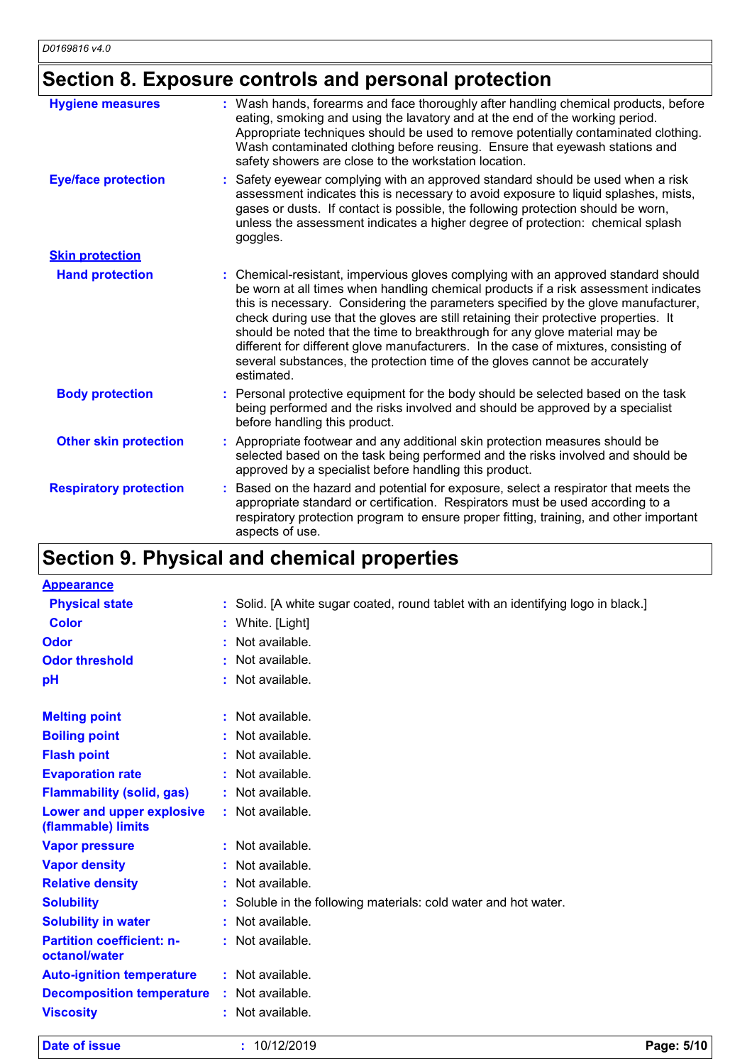## Section 8. Exposure controls and personal protection

| | |
|---|---|
| **Hygiene measures** | : Wash hands, forearms and face thoroughly after handling chemical products, before eating, smoking and using the lavatory and at the end of the working period. Appropriate techniques should be used to remove potentially contaminated clothing. Wash contaminated clothing before reusing. Ensure that eyewash stations and safety showers are close to the workstation location. |
| **Eye/face protection** | : Safety eyewear complying with an approved standard should be used when a risk assessment indicates this is necessary to avoid exposure to liquid splashes, mists, gases or dusts. If contact is possible, the following protection should be worn, unless the assessment indicates a higher degree of protection: chemical splash goggles. |
| **Skin protection** | |
| **Hand protection** | : Chemical-resistant, impervious gloves complying with an approved standard should be worn at all times when handling chemical products if a risk assessment indicates this is necessary. Considering the parameters specified by the glove manufacturer, check during use that the gloves are still retaining their protective properties. It should be noted that the time to breakthrough for any glove material may be different for different glove manufacturers. In the case of mixtures, consisting of several substances, the protection time of the gloves cannot be accurately estimated. |
| **Body protection** | : Personal protective equipment for the body should be selected based on the task being performed and the risks involved and should be approved by a specialist before handling this product. |
| **Other skin protection** | : Appropriate footwear and any additional skin protection measures should be selected based on the task being performed and the risks involved and should be approved by a specialist before handling this product. |
| **Respiratory protection** | : Based on the hazard and potential for exposure, select a respirator that meets the appropriate standard or certification. Respirators must be used according to a respiratory protection program to ensure proper fitting, training, and other important aspects of use. |

## Section 9. Physical and chemical properties

| | |
|---|---|
| **Appearance** | |
| **Physical state** | : Solid. [A white sugar coated, round tablet with an identifying logo in black.] |
| **Color** | : White. [Light] |
| **Odor** | : Not available. |
| **Odor threshold** | : Not available. |
| **pH** | : Not available. |
| **Melting point** | : Not available. |
| **Boiling point** | : Not available. |
| **Flash point** | : Not available. |
| **Evaporation rate** | : Not available. |
| **Flammability (solid, gas)** | : Not available. |
| **Lower and upper explosive (flammable) limits** | : Not available. |
| **Vapor pressure** | : Not available. |
| **Vapor density** | : Not available. |
| **Relative density** | : Not available. |
| **Solubility** | : Soluble in the following materials: cold water and hot water. |
| **Solubility in water** | : Not available. |
| **Partition coefficient: n-octanol/water** | : Not available. |
| **Auto-ignition temperature** | : Not available. |
| **Decomposition temperature** | : Not available. |
| **Viscosity** | : Not available. |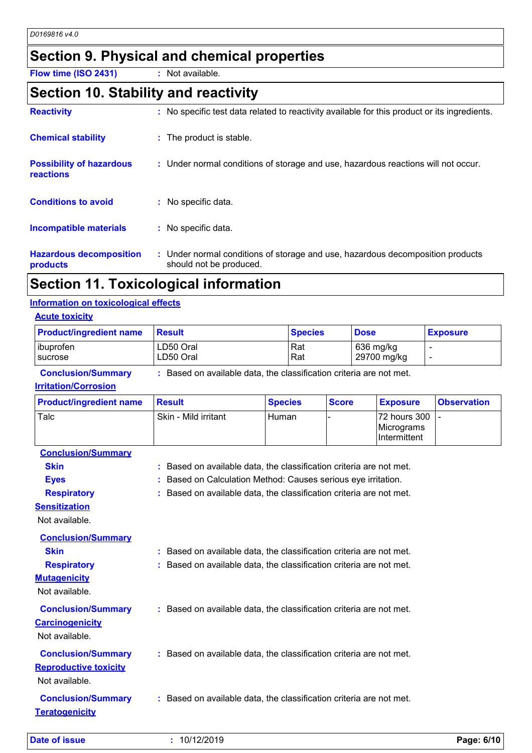## Section 9. Physical and chemical properties

**Flow time (ISO 2431)** : Not available.

## Section 10. Stability and reactivity

**Reactivity** : No specific test data related to reactivity available for this product or its ingredients.

**Chemical stability** : The product is stable.

**Possibility of hazardous reactions** : Under normal conditions of storage and use, hazardous reactions will not occur.

**Conditions to avoid** : No specific data.

**Incompatible materials** : No specific data.

**Hazardous decomposition products** : Under normal conditions of storage and use, hazardous decomposition products should not be produced.

## Section 11. Toxicological information

### Information on toxicological effects

#### Acute toxicity

| Product/ingredient name | Result | Species | Dose | Exposure |
|---|---|---|---|---|
| ibuprofen | LD50 Oral | Rat | 636 mg/kg | - |
| sucrose | LD50 Oral | Rat | 29700 mg/kg | - |

**Conclusion/Summary** : Based on available data, the classification criteria are not met.

#### Irritation/Corrosion

| Product/ingredient name | Result | Species | Score | Exposure | Observation |
|---|---|---|---|---|---|
| Talc | Skin - Mild irritant | Human | - | 72 hours 300 Micrograms Intermittent | - |

**Conclusion/Summary**

**Skin** : Based on available data, the classification criteria are not met.

**Eyes** : Based on Calculation Method: Causes serious eye irritation.

**Respiratory** : Based on available data, the classification criteria are not met.

#### Sensitization

Not available.

**Conclusion/Summary**

**Skin** : Based on available data, the classification criteria are not met.

**Respiratory** : Based on available data, the classification criteria are not met.

#### Mutagenicity

Not available.

**Conclusion/Summary** : Based on available data, the classification criteria are not met.

#### Carcinogenicity

Not available.

**Conclusion/Summary** : Based on available data, the classification criteria are not met.

#### Reproductive toxicity

Not available.

**Conclusion/Summary** : Based on available data, the classification criteria are not met.

#### Teratogenicity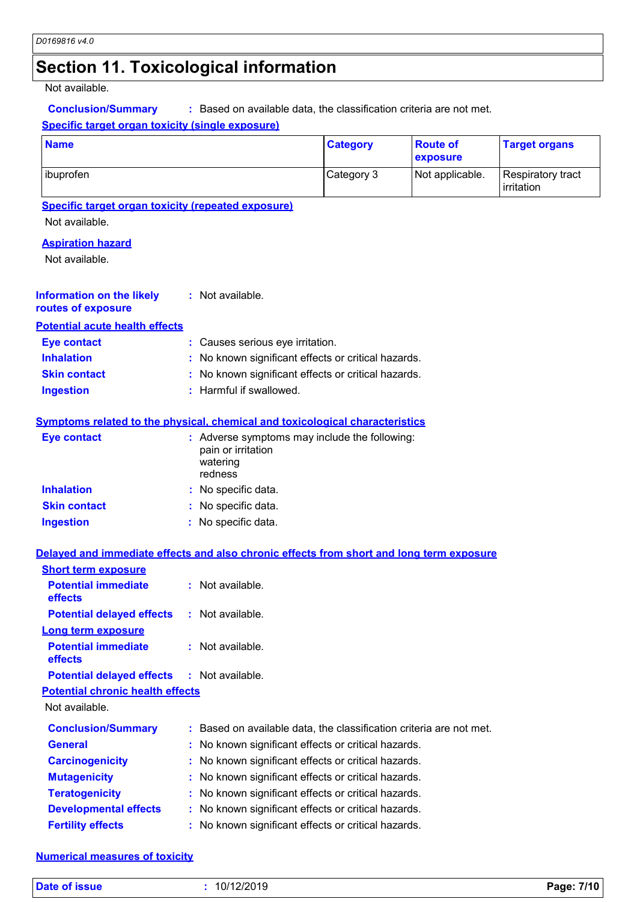## Section 11. Toxicological information

Not available.

**Conclusion/Summary** : Based on available data, the classification criteria are not met.

**Specific target organ toxicity (single exposure)**

| Name | Category | Route of exposure | Target organs |
|---|---|---|---|
| ibuprofen | Category 3 | Not applicable. | Respiratory tract irritation |

**Specific target organ toxicity (repeated exposure)**

Not available.

**Aspiration hazard**

Not available.

**Information on the likely routes of exposure** : Not available.

**Potential acute health effects**

**Eye contact** : Causes serious eye irritation.
**Inhalation** : No known significant effects or critical hazards.
**Skin contact** : No known significant effects or critical hazards.
**Ingestion** : Harmful if swallowed.

**Symptoms related to the physical, chemical and toxicological characteristics**

**Eye contact** : Adverse symptoms may include the following:
pain or irritation
watering
redness
**Inhalation** : No specific data.
**Skin contact** : No specific data.
**Ingestion** : No specific data.

**Delayed and immediate effects and also chronic effects from short and long term exposure**

**Short term exposure**

**Potential immediate effects** : Not available.
**Potential delayed effects** : Not available.

**Long term exposure**

**Potential immediate effects** : Not available.
**Potential delayed effects** : Not available.

**Potential chronic health effects**

Not available.

**Conclusion/Summary** : Based on available data, the classification criteria are not met.
**General** : No known significant effects or critical hazards.
**Carcinogenicity** : No known significant effects or critical hazards.
**Mutagenicity** : No known significant effects or critical hazards.
**Teratogenicity** : No known significant effects or critical hazards.
**Developmental effects** : No known significant effects or critical hazards.
**Fertility effects** : No known significant effects or critical hazards.

**Numerical measures of toxicity**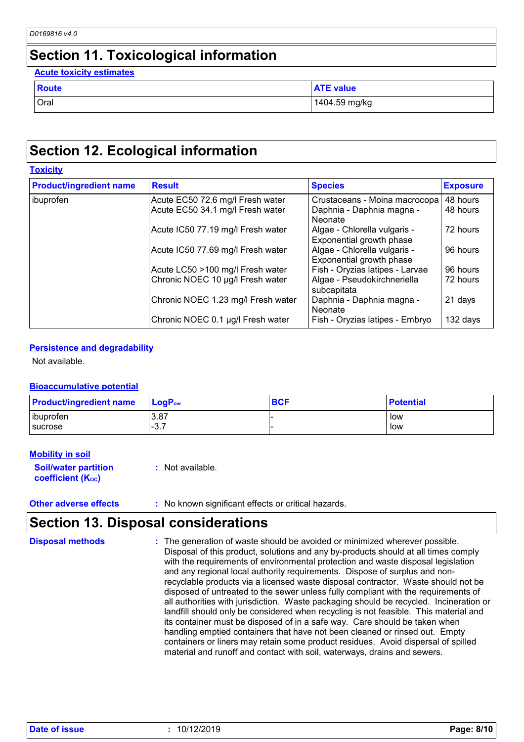# Section 11. Toxicological information

**Acute toxicity estimates**

| Route | ATE value |
|---|---|
| Oral | 1404.59 mg/kg |

# Section 12. Ecological information

**Toxicity**

| Product/ingredient name | Result | Species | Exposure |
|---|---|---|---|
| ibuprofen | Acute EC50 72.6 mg/l Fresh water | Crustaceans - Moina macrocopa | 48 hours |
| | Acute EC50 34.1 mg/l Fresh water | Daphnia - Daphnia magna - Neonate | 48 hours |
| | Acute IC50 77.19 mg/l Fresh water | Algae - Chlorella vulgaris - Exponential growth phase | 72 hours |
| | Acute IC50 77.69 mg/l Fresh water | Algae - Chlorella vulgaris - Exponential growth phase | 96 hours |
| | Acute LC50 >100 mg/l Fresh water | Fish - Oryzias latipes - Larvae | 96 hours |
| | Chronic NOEC 10 µg/l Fresh water | Algae - Pseudokirchneriella subcapitata | 72 hours |
| | Chronic NOEC 1.23 mg/l Fresh water | Daphnia - Daphnia magna - Neonate | 21 days |
| | Chronic NOEC 0.1 µg/l Fresh water | Fish - Oryzias latipes - Embryo | 132 days |

**Persistence and degradability**

Not available.

**Bioaccumulative potential**

| Product/ingredient name | $LogP_{ow}$ | BCF | Potential |
|---|---|---|---|
| ibuprofen | 3.87 | - | low |
| sucrose | -3.7 | - | low |

**Mobility in soil**

**Soil/water partition coefficient ($K_{OC}$)** : Not available.

**Other adverse effects** : No known significant effects or critical hazards.

# Section 13. Disposal considerations

**Disposal methods** : The generation of waste should be avoided or minimized wherever possible. Disposal of this product, solutions and any by-products should at all times comply with the requirements of environmental protection and waste disposal legislation and any regional local authority requirements. Dispose of surplus and non-recyclable products via a licensed waste disposal contractor. Waste should not be disposed of untreated to the sewer unless fully compliant with the requirements of all authorities with jurisdiction. Waste packaging should be recycled. Incineration or landfill should only be considered when recycling is not feasible. This material and its container must be disposed of in a safe way. Care should be taken when handling emptied containers that have not been cleaned or rinsed out. Empty containers or liners may retain some product residues. Avoid dispersal of spilled material and runoff and contact with soil, waterways, drains and sewers.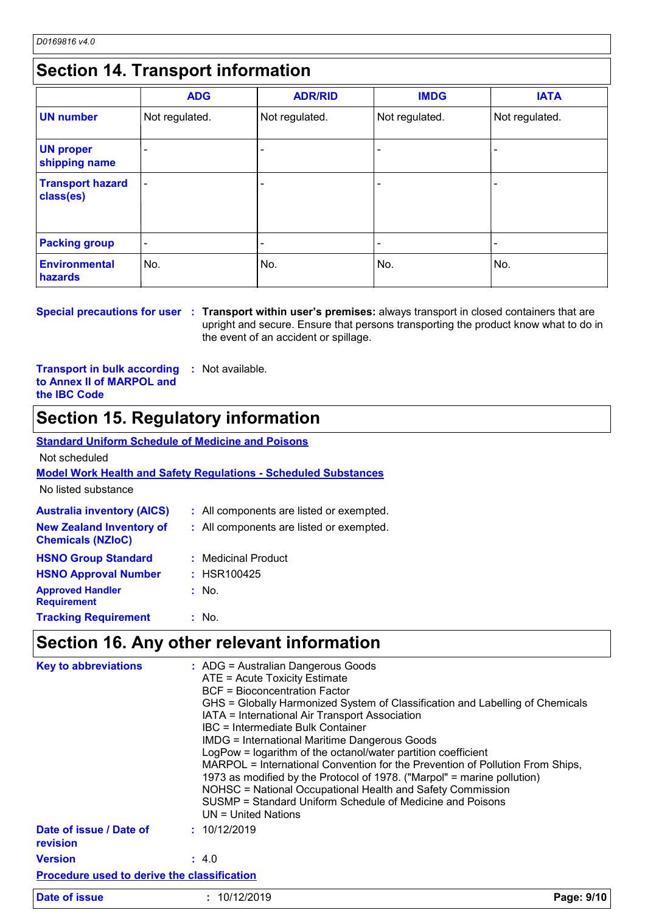## Section 14. Transport information

| | ADG | ADR/RID | IMDG | IATA |
|---|---|---|---|---|
| **UN number** | Not regulated. | Not regulated. | Not regulated. | Not regulated. |
| **UN proper shipping name** | - | - | - | - |
| **Transport hazard class(es)** | - | - | - | - |
| **Packing group** | - | - | - | - |
| **Environmental hazards** | No. | No. | No. | No. |

**Special precautions for user** : **Transport within user's premises:** always transport in closed containers that are upright and secure. Ensure that persons transporting the product know what to do in the event of an accident or spillage.

**Transport in bulk according to Annex II of MARPOL and the IBC Code** : Not available.

## Section 15. Regulatory information

**Standard Uniform Schedule of Medicine and Poisons**

Not scheduled

**Model Work Health and Safety Regulations - Scheduled Substances**

No listed substance

**Australia inventory (AICS)** : All components are listed or exempted.

**New Zealand Inventory of Chemicals (NZIoC)** : All components are listed or exempted.

**HSNO Group Standard** : Medicinal Product

**HSNO Approval Number** : HSR100425

**Approved Handler Requirement** : No.

**Tracking Requirement** : No.

## Section 16. Any other relevant information

**Key to abbreviations** :
ADG = Australian Dangerous Goods
ATE = Acute Toxicity Estimate
BCF = Bioconcentration Factor
GHS = Globally Harmonized System of Classification and Labelling of Chemicals
IATA = International Air Transport Association
IBC = Intermediate Bulk Container
IMDG = International Maritime Dangerous Goods
LogPow = logarithm of the octanol/water partition coefficient
MARPOL = International Convention for the Prevention of Pollution From Ships, 1973 as modified by the Protocol of 1978. ("Marpol" = marine pollution)
NOHSC = National Occupational Health and Safety Commission
SUSMP = Standard Uniform Schedule of Medicine and Poisons
UN = United Nations

**Date of issue / Date of revision** : 10/12/2019

**Version** : 4.0

**Procedure used to derive the classification**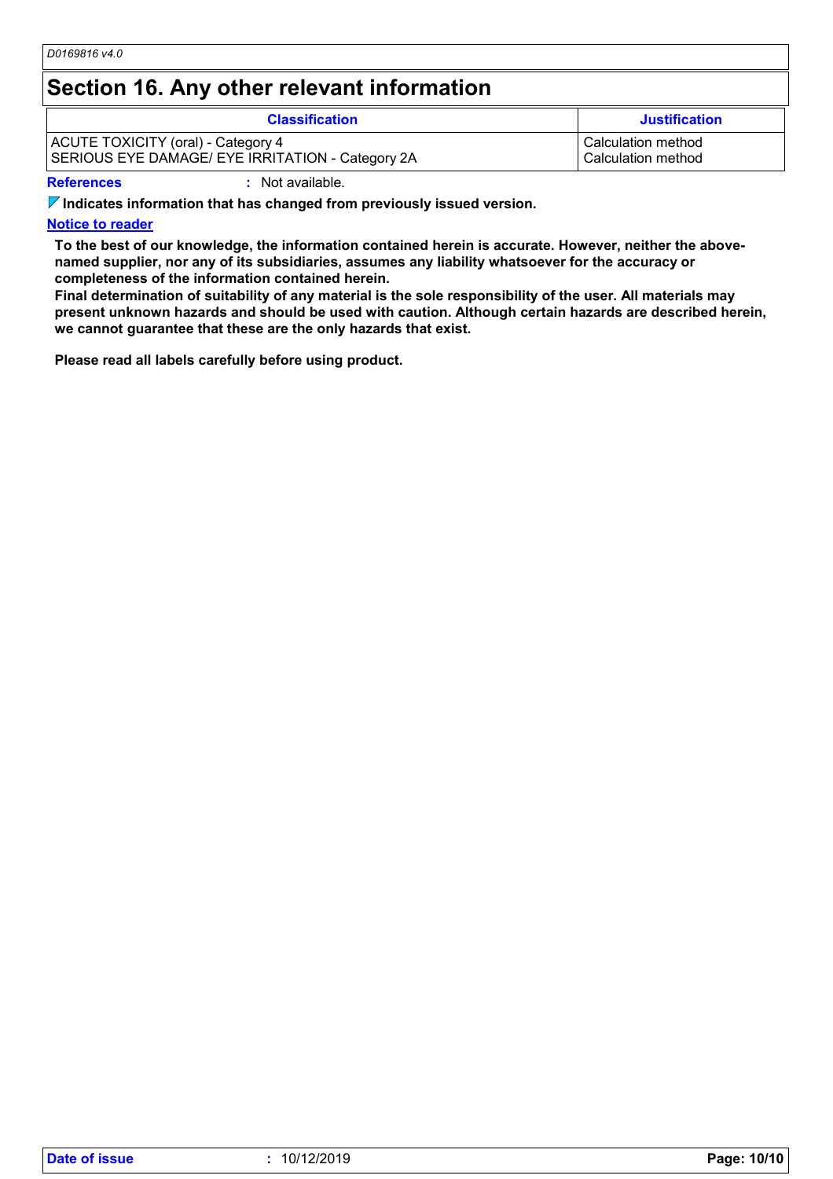## Section 16. Any other relevant information

| Classification | Justification |
| --- | --- |
| ACUTE TOXICITY (oral) - Category 4 | Calculation method |
| SERIOUS EYE DAMAGE/ EYE IRRITATION - Category 2A | Calculation method |

**References** : Not available.

**Indicates information that has changed from previously issued version.**

**Notice to reader**

**To the best of our knowledge, the information contained herein is accurate. However, neither the above-named supplier, nor any of its subsidiaries, assumes any liability whatsoever for the accuracy or completeness of the information contained herein.**
**Final determination of suitability of any material is the sole responsibility of the user. All materials may present unknown hazards and should be used with caution. Although certain hazards are described herein, we cannot guarantee that these are the only hazards that exist.**

**Please read all labels carefully before using product.**